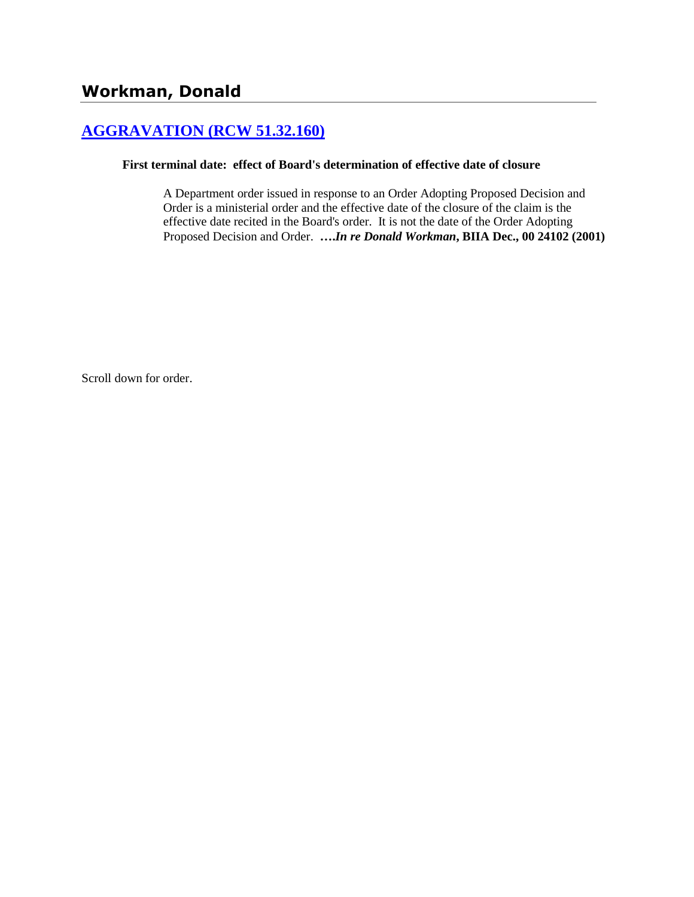## Workman, Donald

### [AGGRAVATION (RCW 51.32.160)]

**First terminal date: effect of Board's determination of effective date of closure**

A Department order issued in response to an Order Adopting Proposed Decision and Order is a ministerial order and the effective date of the closure of the claim is the effective date recited in the Board's order. It is not the date of the Order Adopting Proposed Decision and Order. **….*In re Donald Workman*, BIIA Dec., 00 24102 (2001)**

Scroll down for order.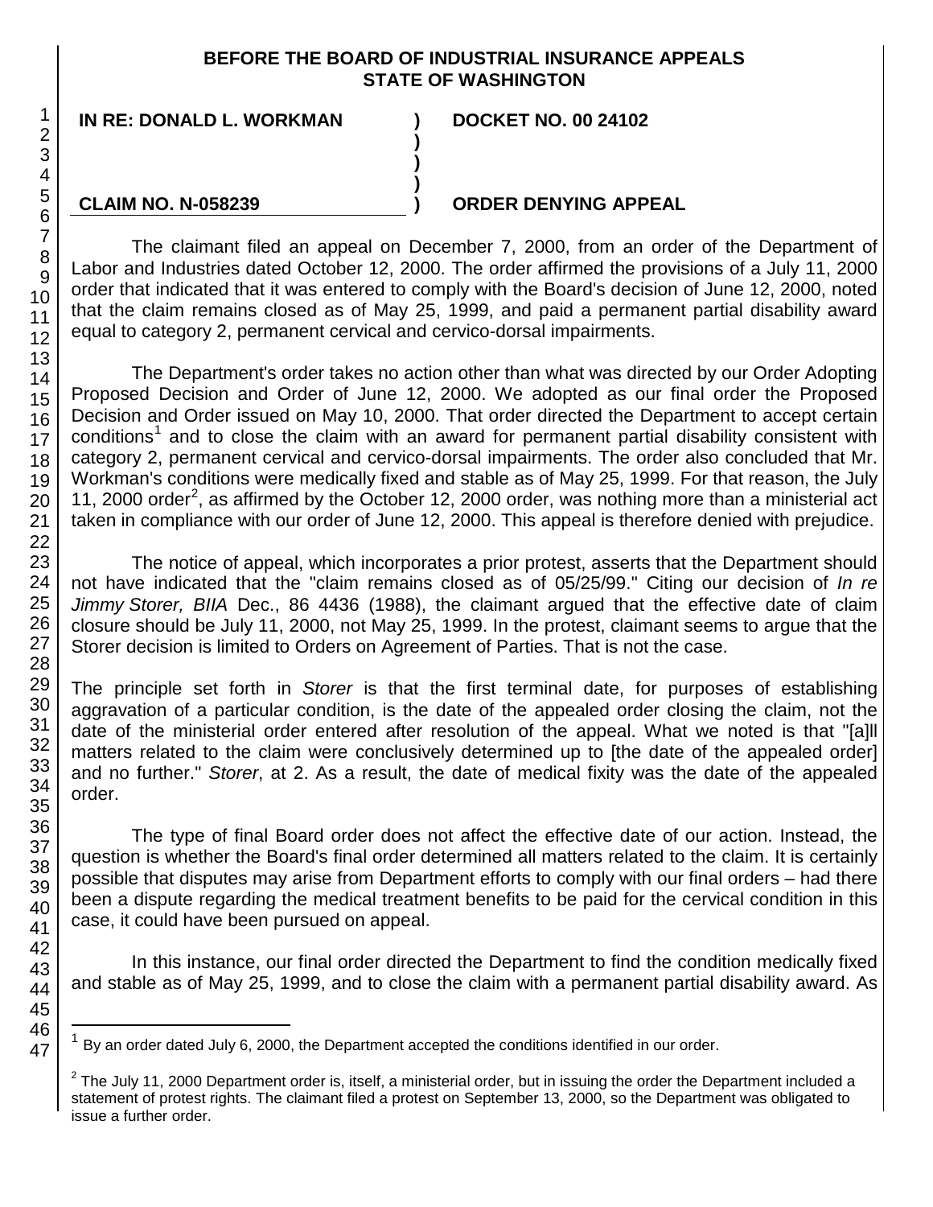**BEFORE THE BOARD OF INDUSTRIAL INSURANCE APPEALS**
**STATE OF WASHINGTON**

| | | |
|---|---|---|
| **IN RE: DONALD L. WORKMAN** | **)** | **DOCKET NO. 00 24102** |
| | **)** | |
| | **)** | |
| | **)** | |
| **CLAIM NO. N-058239** | **)** | **ORDER DENYING APPEAL** |

The claimant filed an appeal on December 7, 2000, from an order of the Department of Labor and Industries dated October 12, 2000. The order affirmed the provisions of a July 11, 2000 order that indicated that it was entered to comply with the Board's decision of June 12, 2000, noted that the claim remains closed as of May 25, 1999, and paid a permanent partial disability award equal to category 2, permanent cervical and cervico-dorsal impairments.

The Department's order takes no action other than what was directed by our Order Adopting Proposed Decision and Order of June 12, 2000. We adopted as our final order the Proposed Decision and Order issued on May 10, 2000. That order directed the Department to accept certain conditions[1] and to close the claim with an award for permanent partial disability consistent with category 2, permanent cervical and cervico-dorsal impairments. The order also concluded that Mr. Workman's conditions were medically fixed and stable as of May 25, 1999. For that reason, the July 11, 2000 order[2], as affirmed by the October 12, 2000 order, was nothing more than a ministerial act taken in compliance with our order of June 12, 2000. This appeal is therefore denied with prejudice.

The notice of appeal, which incorporates a prior protest, asserts that the Department should not have indicated that the "claim remains closed as of 05/25/99." Citing our decision of *In re Jimmy Storer, BIIA* Dec., 86 4436 (1988), the claimant argued that the effective date of claim closure should be July 11, 2000, not May 25, 1999. In the protest, claimant seems to argue that the Storer decision is limited to Orders on Agreement of Parties. That is not the case.

The principle set forth in *Storer* is that the first terminal date, for purposes of establishing aggravation of a particular condition, is the date of the appealed order closing the claim, not the date of the ministerial order entered after resolution of the appeal. What we noted is that "[a]ll matters related to the claim were conclusively determined up to [the date of the appealed order] and no further." *Storer*, at 2. As a result, the date of medical fixity was the date of the appealed order.

The type of final Board order does not affect the effective date of our action. Instead, the question is whether the Board's final order determined all matters related to the claim. It is certainly possible that disputes may arise from Department efforts to comply with our final orders – had there been a dispute regarding the medical treatment benefits to be paid for the cervical condition in this case, it could have been pursued on appeal.

In this instance, our final order directed the Department to find the condition medically fixed and stable as of May 25, 1999, and to close the claim with a permanent partial disability award. As

[1] By an order dated July 6, 2000, the Department accepted the conditions identified in our order.

[2] The July 11, 2000 Department order is, itself, a ministerial order, but in issuing the order the Department included a statement of protest rights. The claimant filed a protest on September 13, 2000, so the Department was obligated to issue a further order.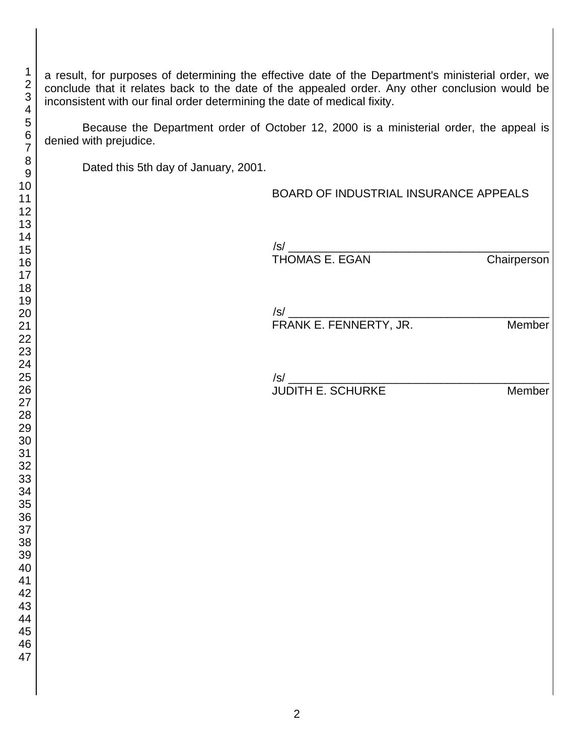a result, for purposes of determining the effective date of the Department's ministerial order, we conclude that it relates back to the date of the appealed order. Any other conclusion would be inconsistent with our final order determining the date of medical fixity.

Because the Department order of October 12, 2000 is a ministerial order, the appeal is denied with prejudice.

Dated this 5th day of January, 2001.

BOARD OF INDUSTRIAL INSURANCE APPEALS

/s/ ________________________________________
THOMAS E. EGAN Chairperson

/s/ ________________________________________
FRANK E. FENNERTY, JR. Member

/s/ ________________________________________
JUDITH E. SCHURKE Member